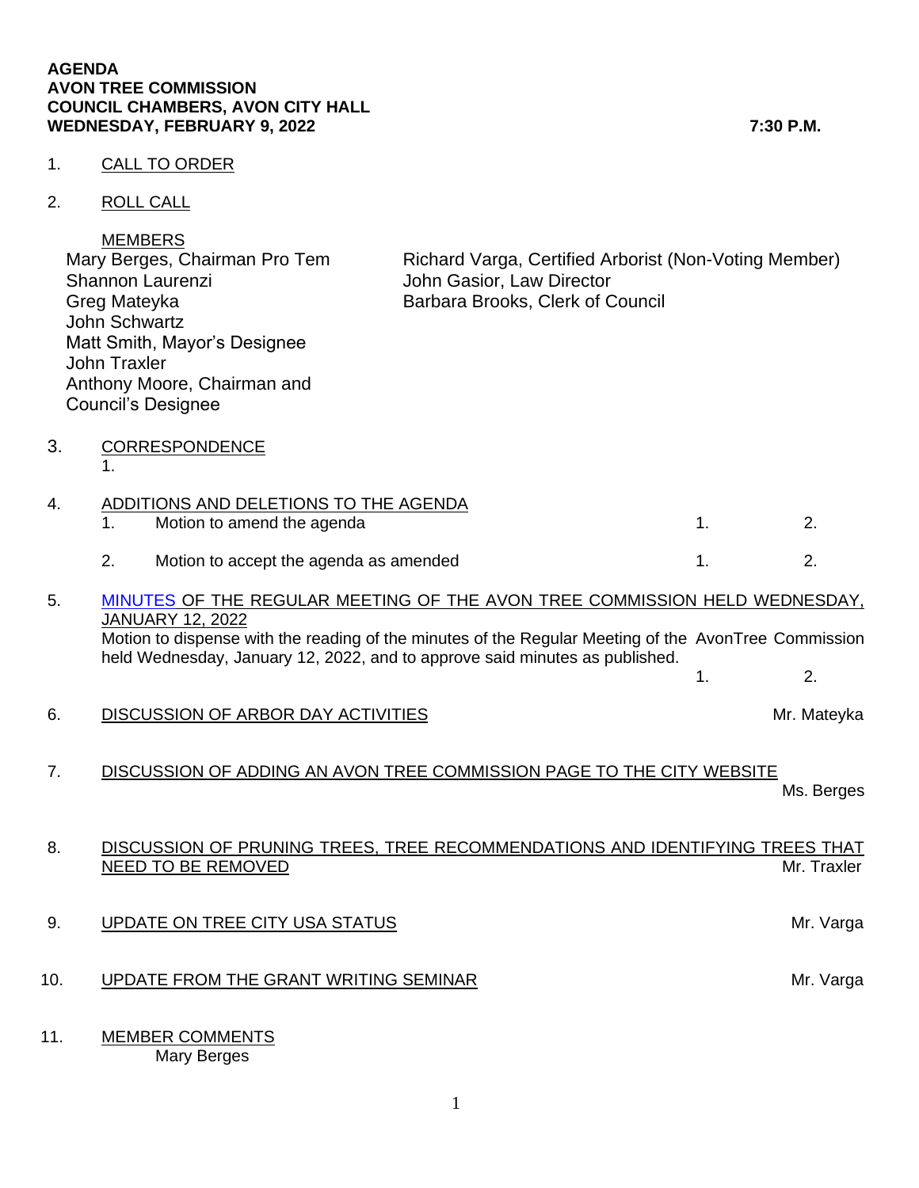**AGENDA**
**AVON TREE COMMISSION**
**COUNCIL CHAMBERS, AVON CITY HALL**
**WEDNESDAY, FEBRUARY 9, 2022** **7:30 P.M.**

1. CALL TO ORDER

2. ROLL CALL

   MEMBERS

   Mary Berges, Chairman Pro Tem
   Shannon Laurenzi
   Greg Mateyka
   John Schwartz
   Matt Smith, Mayor's Designee
   John Traxler
   Anthony Moore, Chairman and Council's Designee

   Richard Varga, Certified Arborist (Non-Voting Member)
   John Gasior, Law Director
   Barbara Brooks, Clerk of Council

3. CORRESPONDENCE
   1.

4. ADDITIONS AND DELETIONS TO THE AGENDA
   1. Motion to amend the agenda 1. 2.
   2. Motion to accept the agenda as amended 1. 2.

5. MINUTES OF THE REGULAR MEETING OF THE AVON TREE COMMISSION HELD WEDNESDAY, JANUARY 12, 2022
   Motion to dispense with the reading of the minutes of the Regular Meeting of the AvonTree Commission held Wednesday, January 12, 2022, and to approve said minutes as published. 1. 2.

6. DISCUSSION OF ARBOR DAY ACTIVITIES — Mr. Mateyka

7. DISCUSSION OF ADDING AN AVON TREE COMMISSION PAGE TO THE CITY WEBSITE — Ms. Berges

8. DISCUSSION OF PRUNING TREES, TREE RECOMMENDATIONS AND IDENTIFYING TREES THAT NEED TO BE REMOVED — Mr. Traxler

9. UPDATE ON TREE CITY USA STATUS — Mr. Varga

10. UPDATE FROM THE GRANT WRITING SEMINAR — Mr. Varga

11. MEMBER COMMENTS
    Mary Berges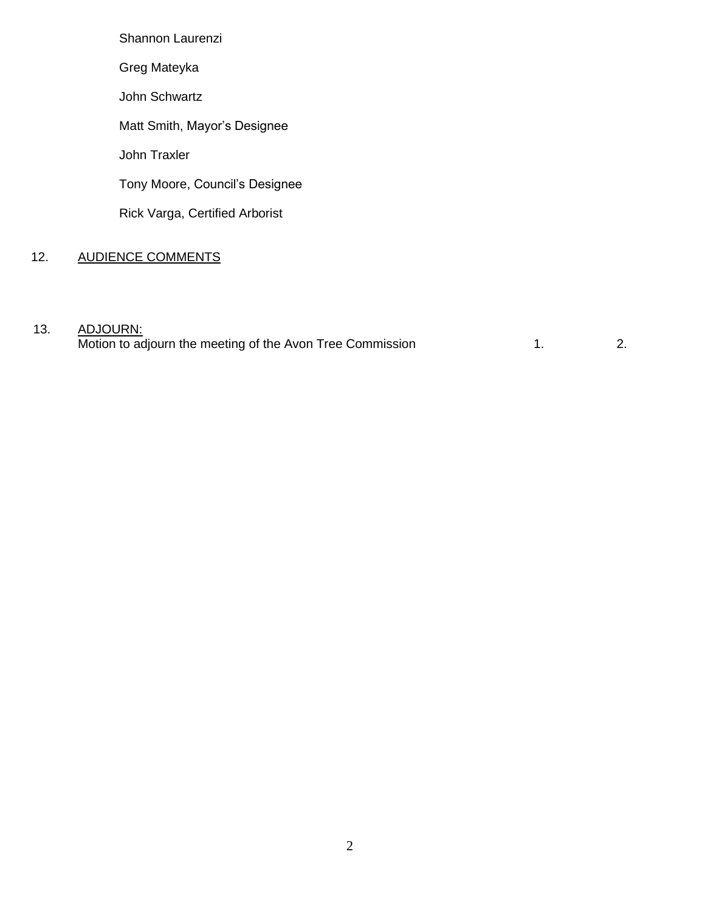Shannon Laurenzi

Greg Mateyka

John Schwartz

Matt Smith, Mayor's Designee

John Traxler

Tony Moore, Council's Designee

Rick Varga, Certified Arborist

12. AUDIENCE COMMENTS

13. ADJOURN:
Motion to adjourn the meeting of the Avon Tree Commission 1. 2.